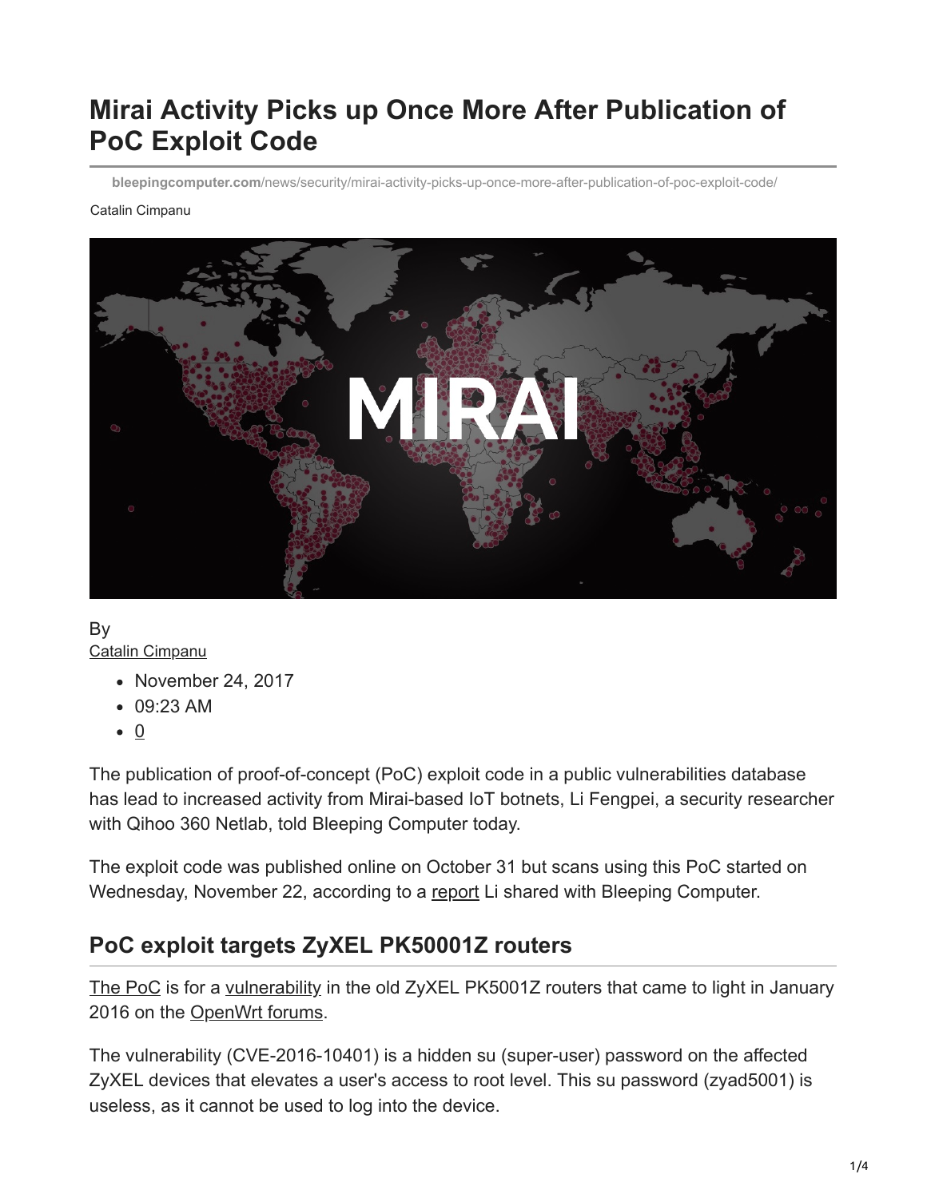# Mirai Activity Picks up Once More After Publication of PoC Exploit Code

**bleepingcomputer.com**/news/security/mirai-activity-picks-up-once-more-after-publication-of-poc-exploit-code/

Catalin Cimpanu

By
Catalin Cimpanu

- November 24, 2017
- 09:23 AM
- 0

The publication of proof-of-concept (PoC) exploit code in a public vulnerabilities database has lead to increased activity from Mirai-based IoT botnets, Li Fengpei, a security researcher with Qihoo 360 Netlab, told Bleeping Computer today.

The exploit code was published online on October 31 but scans using this PoC started on Wednesday, November 22, according to a report Li shared with Bleeping Computer.

## PoC exploit targets ZyXEL PK50001Z routers

The PoC is for a vulnerability in the old ZyXEL PK5001Z routers that came to light in January 2016 on the OpenWrt forums.

The vulnerability (CVE-2016-10401) is a hidden su (super-user) password on the affected ZyXEL devices that elevates a user's access to root level. This su password (zyad5001) is useless, as it cannot be used to log into the device.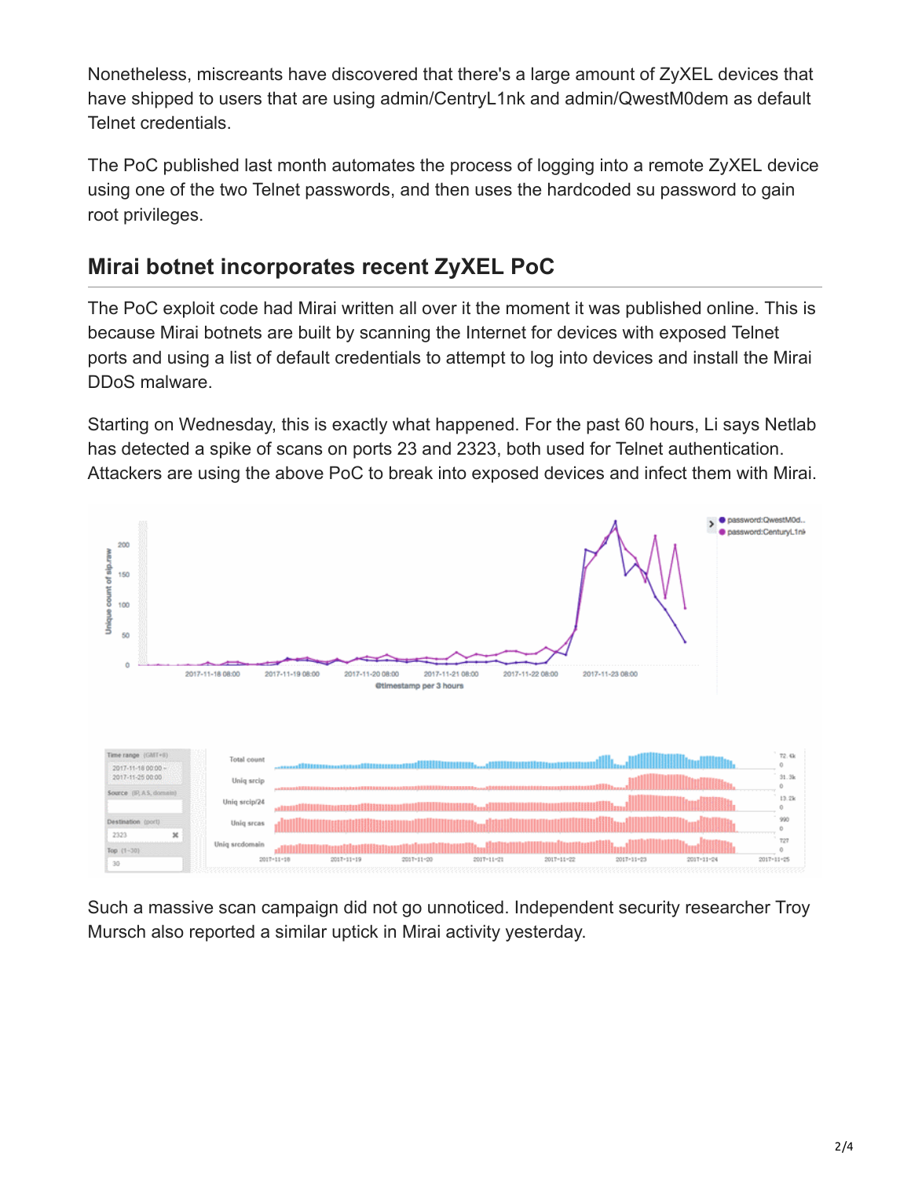Nonetheless, miscreants have discovered that there's a large amount of ZyXEL devices that have shipped to users that are using admin/CentryL1nk and admin/QwestM0dem as default Telnet credentials.

The PoC published last month automates the process of logging into a remote ZyXEL device using one of the two Telnet passwords, and then uses the hardcoded su password to gain root privileges.

## Mirai botnet incorporates recent ZyXEL PoC

The PoC exploit code had Mirai written all over it the moment it was published online. This is because Mirai botnets are built by scanning the Internet for devices with exposed Telnet ports and using a list of default credentials to attempt to log into devices and install the Mirai DDoS malware.

Starting on Wednesday, this is exactly what happened. For the past 60 hours, Li says Netlab has detected a spike of scans on ports 23 and 2323, both used for Telnet authentication. Attackers are using the above PoC to break into exposed devices and infect them with Mirai.

Such a massive scan campaign did not go unnoticed. Independent security researcher Troy Mursch also reported a similar uptick in Mirai activity yesterday.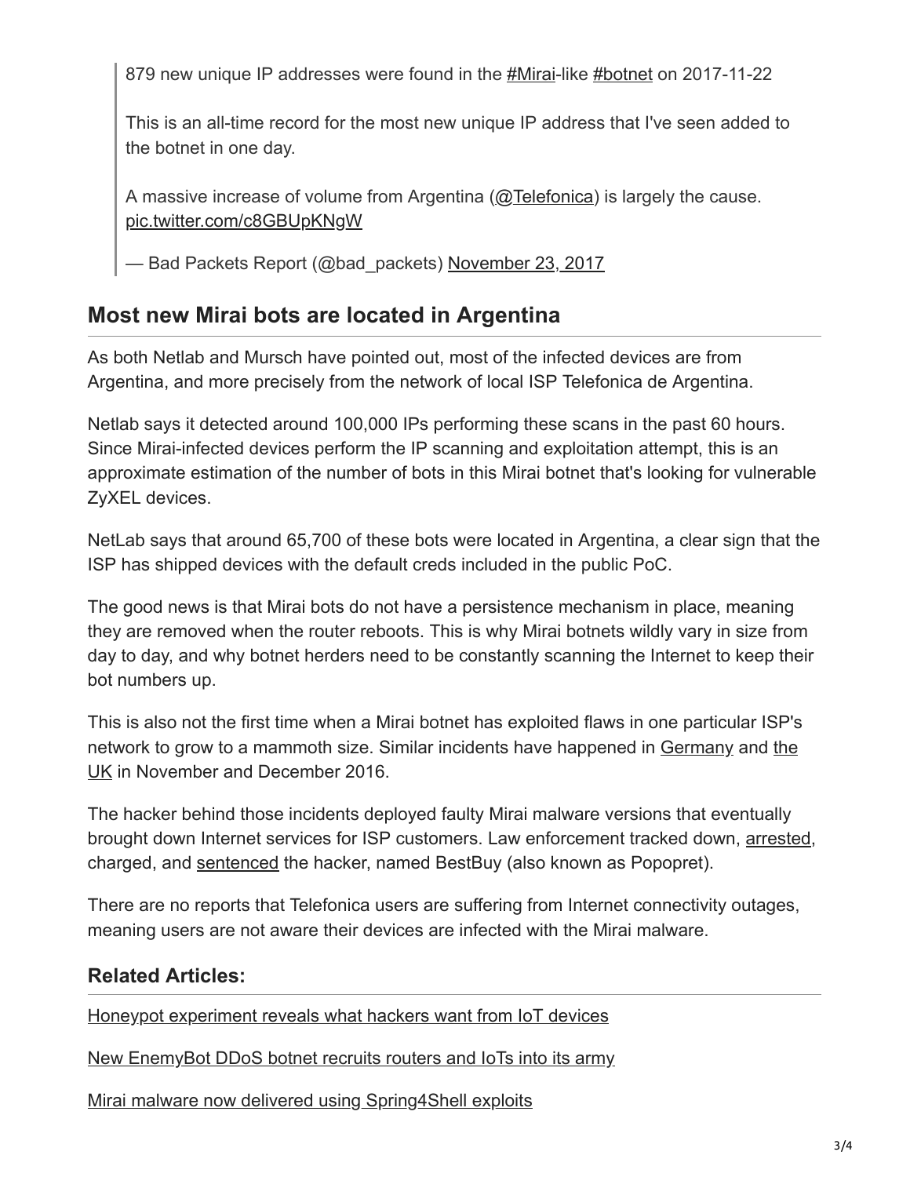> 879 new unique IP addresses were found in the #Mirai-like #botnet on 2017-11-22
>
> This is an all-time record for the most new unique IP address that I've seen added to the botnet in one day.
>
> A massive increase of volume from Argentina (@Telefonica) is largely the cause. pic.twitter.com/c8GBUpKNgW
>
> — Bad Packets Report (@bad_packets) November 23, 2017

## Most new Mirai bots are located in Argentina

As both Netlab and Mursch have pointed out, most of the infected devices are from Argentina, and more precisely from the network of local ISP Telefonica de Argentina.

Netlab says it detected around 100,000 IPs performing these scans in the past 60 hours. Since Mirai-infected devices perform the IP scanning and exploitation attempt, this is an approximate estimation of the number of bots in this Mirai botnet that's looking for vulnerable ZyXEL devices.

NetLab says that around 65,700 of these bots were located in Argentina, a clear sign that the ISP has shipped devices with the default creds included in the public PoC.

The good news is that Mirai bots do not have a persistence mechanism in place, meaning they are removed when the router reboots. This is why Mirai botnets wildly vary in size from day to day, and why botnet herders need to be constantly scanning the Internet to keep their bot numbers up.

This is also not the first time when a Mirai botnet has exploited flaws in one particular ISP's network to grow to a mammoth size. Similar incidents have happened in Germany and the UK in November and December 2016.

The hacker behind those incidents deployed faulty Mirai malware versions that eventually brought down Internet services for ISP customers. Law enforcement tracked down, arrested, charged, and sentenced the hacker, named BestBuy (also known as Popopret).

There are no reports that Telefonica users are suffering from Internet connectivity outages, meaning users are not aware their devices are infected with the Mirai malware.

### Related Articles:

Honeypot experiment reveals what hackers want from IoT devices

New EnemyBot DDoS botnet recruits routers and IoTs into its army

Mirai malware now delivered using Spring4Shell exploits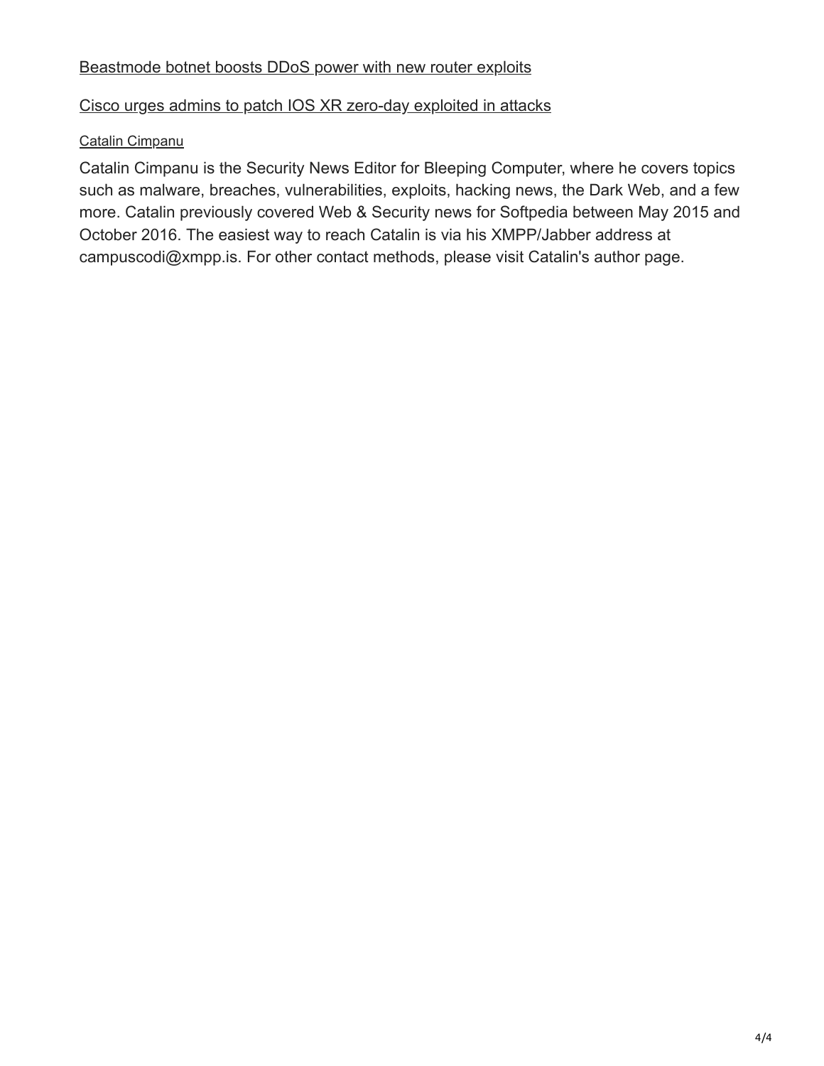[Beastmode botnet boosts DDoS power with new router exploits]

[Cisco urges admins to patch IOS XR zero-day exploited in attacks]

[Catalin Cimpanu]

Catalin Cimpanu is the Security News Editor for Bleeping Computer, where he covers topics such as malware, breaches, vulnerabilities, exploits, hacking news, the Dark Web, and a few more. Catalin previously covered Web & Security news for Softpedia between May 2015 and October 2016. The easiest way to reach Catalin is via his XMPP/Jabber address at campuscodi@xmpp.is. For other contact methods, please visit Catalin's author page.